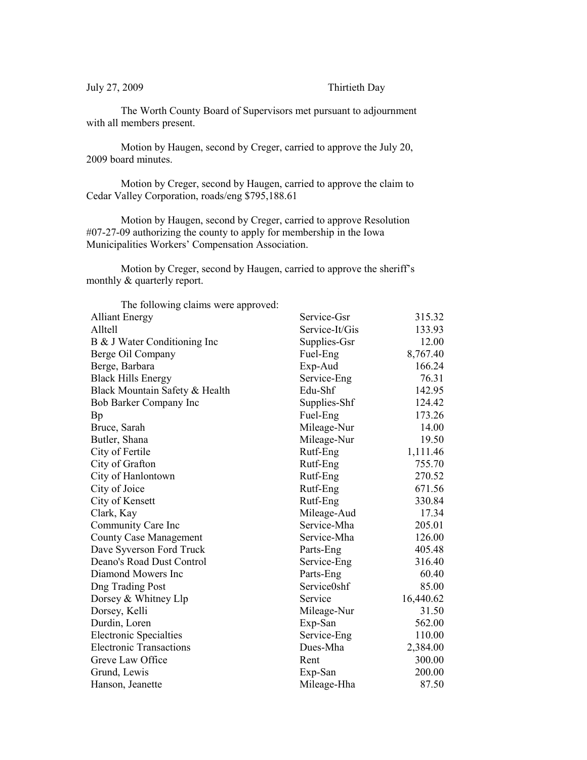July 27, 2009 Thirtieth Day

The Worth County Board of Supervisors met pursuant to adjournment with all members present.

Motion by Haugen, second by Creger, carried to approve the July 20, 2009 board minutes.

Motion by Creger, second by Haugen, carried to approve the claim to Cedar Valley Corporation, roads/eng $795,188.61

Motion by Haugen, second by Creger, carried to approve Resolution #07-27-09 authorizing the county to apply for membership in the Iowa Municipalities Workers' Compensation Association.

Motion by Creger, second by Haugen, carried to approve the sheriff's monthly & quarterly report.

The following claims were approved:

| | | |
|---|---|---|
| Alliant Energy | Service-Gsr | 315.32 |
| Alltell | Service-It/Gis | 133.93 |
| B & J Water Conditioning Inc | Supplies-Gsr | 12.00 |
| Berge Oil Company | Fuel-Eng | 8,767.40 |
| Berge, Barbara | Exp-Aud | 166.24 |
| Black Hills Energy | Service-Eng | 76.31 |
| Black Mountain Safety & Health | Edu-Shf | 142.95 |
| Bob Barker Company Inc | Supplies-Shf | 124.42 |
| Bp | Fuel-Eng | 173.26 |
| Bruce, Sarah | Mileage-Nur | 14.00 |
| Butler, Shana | Mileage-Nur | 19.50 |
| City of Fertile | Rutf-Eng | 1,111.46 |
| City of Grafton | Rutf-Eng | 755.70 |
| City of Hanlontown | Rutf-Eng | 270.52 |
| City of Joice | Rutf-Eng | 671.56 |
| City of Kensett | Rutf-Eng | 330.84 |
| Clark, Kay | Mileage-Aud | 17.34 |
| Community Care Inc | Service-Mha | 205.01 |
| County Case Management | Service-Mha | 126.00 |
| Dave Syverson Ford Truck | Parts-Eng | 405.48 |
| Deano's Road Dust Control | Service-Eng | 316.40 |
| Diamond Mowers Inc | Parts-Eng | 60.40 |
| Dng Trading Post | Service0shf | 85.00 |
| Dorsey & Whitney Llp | Service | 16,440.62 |
| Dorsey, Kelli | Mileage-Nur | 31.50 |
| Durdin, Loren | Exp-San | 562.00 |
| Electronic Specialties | Service-Eng | 110.00 |
| Electronic Transactions | Dues-Mha | 2,384.00 |
| Greve Law Office | Rent | 300.00 |
| Grund, Lewis | Exp-San | 200.00 |
| Hanson, Jeanette | Mileage-Hha | 87.50 |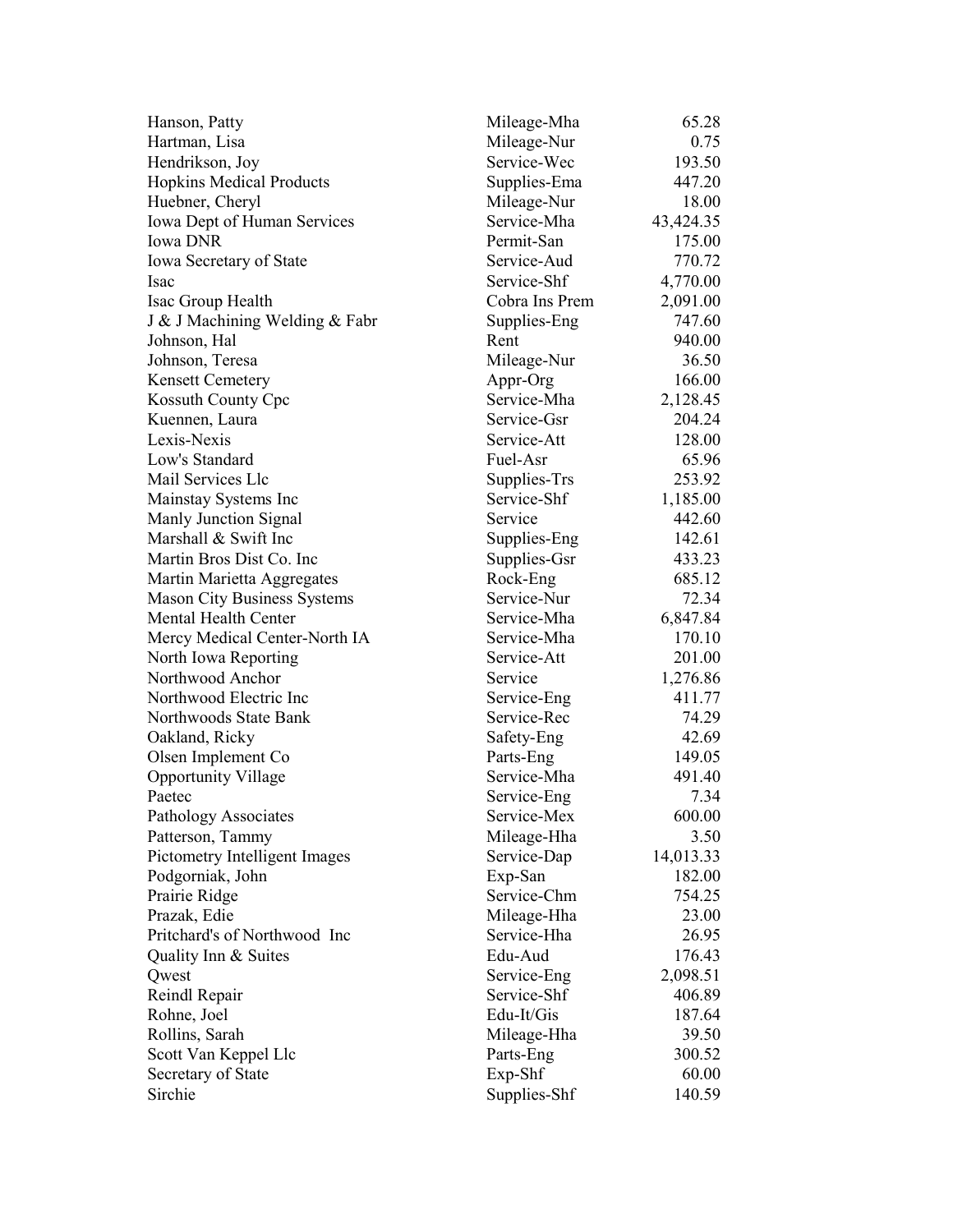| | | |
|---|---|---|
| Hanson, Patty | Mileage-Mha | 65.28 |
| Hartman, Lisa | Mileage-Nur | 0.75 |
| Hendrikson, Joy | Service-Wec | 193.50 |
| Hopkins Medical Products | Supplies-Ema | 447.20 |
| Huebner, Cheryl | Mileage-Nur | 18.00 |
| Iowa Dept of Human Services | Service-Mha | 43,424.35 |
| Iowa DNR | Permit-San | 175.00 |
| Iowa Secretary of State | Service-Aud | 770.72 |
| Isac | Service-Shf | 4,770.00 |
| Isac Group Health | Cobra Ins Prem | 2,091.00 |
| J & J Machining Welding & Fabr | Supplies-Eng | 747.60 |
| Johnson, Hal | Rent | 940.00 |
| Johnson, Teresa | Mileage-Nur | 36.50 |
| Kensett Cemetery | Appr-Org | 166.00 |
| Kossuth County Cpc | Service-Mha | 2,128.45 |
| Kuennen, Laura | Service-Gsr | 204.24 |
| Lexis-Nexis | Service-Att | 128.00 |
| Low's Standard | Fuel-Asr | 65.96 |
| Mail Services Llc | Supplies-Trs | 253.92 |
| Mainstay Systems Inc | Service-Shf | 1,185.00 |
| Manly Junction Signal | Service | 442.60 |
| Marshall & Swift Inc | Supplies-Eng | 142.61 |
| Martin Bros Dist Co. Inc | Supplies-Gsr | 433.23 |
| Martin Marietta Aggregates | Rock-Eng | 685.12 |
| Mason City Business Systems | Service-Nur | 72.34 |
| Mental Health Center | Service-Mha | 6,847.84 |
| Mercy Medical Center-North IA | Service-Mha | 170.10 |
| North Iowa Reporting | Service-Att | 201.00 |
| Northwood Anchor | Service | 1,276.86 |
| Northwood Electric Inc | Service-Eng | 411.77 |
| Northwoods State Bank | Service-Rec | 74.29 |
| Oakland, Ricky | Safety-Eng | 42.69 |
| Olsen Implement Co | Parts-Eng | 149.05 |
| Opportunity Village | Service-Mha | 491.40 |
| Paetec | Service-Eng | 7.34 |
| Pathology Associates | Service-Mex | 600.00 |
| Patterson, Tammy | Mileage-Hha | 3.50 |
| Pictometry Intelligent Images | Service-Dap | 14,013.33 |
| Podgorniak, John | Exp-San | 182.00 |
| Prairie Ridge | Service-Chm | 754.25 |
| Prazak, Edie | Mileage-Hha | 23.00 |
| Pritchard's of Northwood Inc | Service-Hha | 26.95 |
| Quality Inn & Suites | Edu-Aud | 176.43 |
| Qwest | Service-Eng | 2,098.51 |
| Reindl Repair | Service-Shf | 406.89 |
| Rohne, Joel | Edu-It/Gis | 187.64 |
| Rollins, Sarah | Mileage-Hha | 39.50 |
| Scott Van Keppel Llc | Parts-Eng | 300.52 |
| Secretary of State | Exp-Shf | 60.00 |
| Sirchie | Supplies-Shf | 140.59 |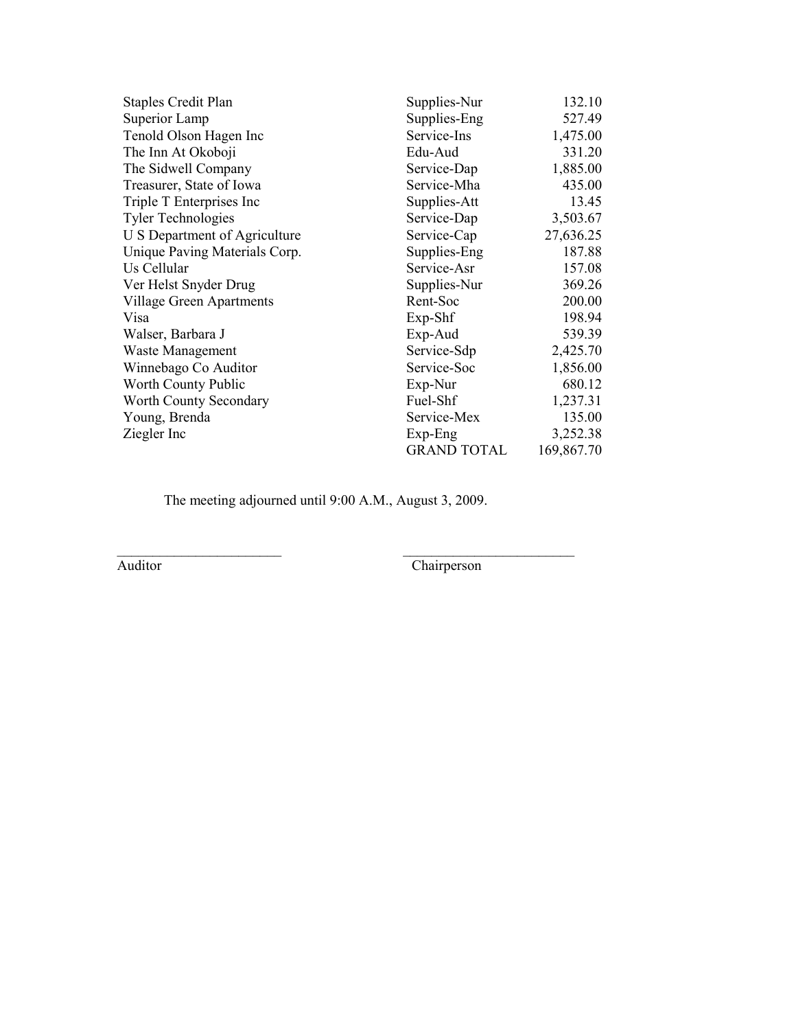| | | |
|---|---|---|
| Staples Credit Plan | Supplies-Nur | 132.10 |
| Superior Lamp | Supplies-Eng | 527.49 |
| Tenold Olson Hagen Inc | Service-Ins | 1,475.00 |
| The Inn At Okoboji | Edu-Aud | 331.20 |
| The Sidwell Company | Service-Dap | 1,885.00 |
| Treasurer, State of Iowa | Service-Mha | 435.00 |
| Triple T Enterprises Inc | Supplies-Att | 13.45 |
| Tyler Technologies | Service-Dap | 3,503.67 |
| U S Department of Agriculture | Service-Cap | 27,636.25 |
| Unique Paving Materials Corp. | Supplies-Eng | 187.88 |
| Us Cellular | Service-Asr | 157.08 |
| Ver Helst Snyder Drug | Supplies-Nur | 369.26 |
| Village Green Apartments | Rent-Soc | 200.00 |
| Visa | Exp-Shf | 198.94 |
| Walser, Barbara J | Exp-Aud | 539.39 |
| Waste Management | Service-Sdp | 2,425.70 |
| Winnebago Co Auditor | Service-Soc | 1,856.00 |
| Worth County Public | Exp-Nur | 680.12 |
| Worth County Secondary | Fuel-Shf | 1,237.31 |
| Young, Brenda | Service-Mex | 135.00 |
| Ziegler Inc | Exp-Eng | 3,252.38 |
| | GRAND TOTAL | 169,867.70 |

The meeting adjourned until 9:00 A.M., August 3, 2009.

\_\_\_\_\_\_\_\_\_\_\_\_\_\_\_\_\_\_\_\_\_\_\_\_ \_\_\_\_\_\_\_\_\_\_\_\_\_\_\_\_\_\_\_\_\_\_\_\_\_

Auditor Chairperson